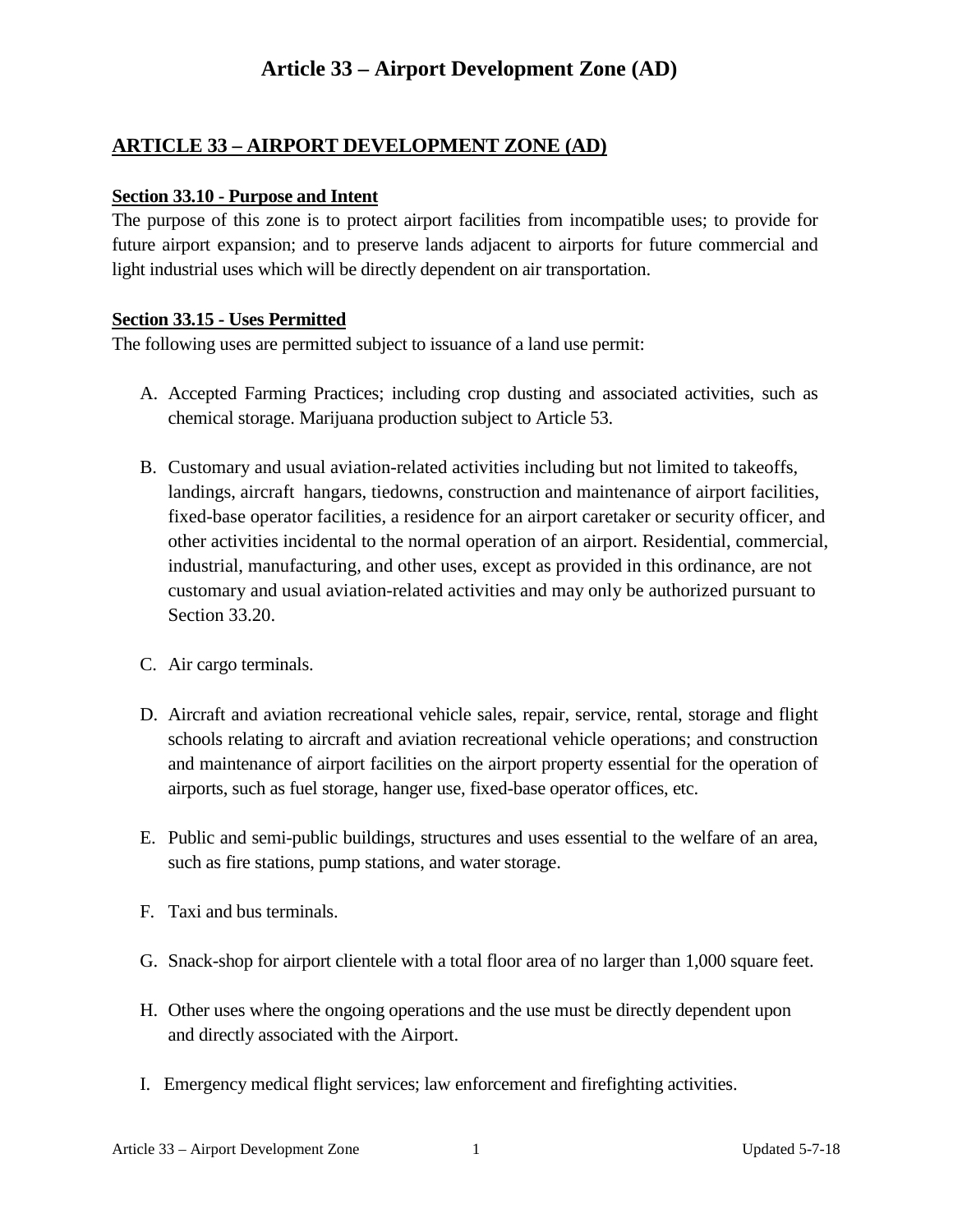# Article 33 – Airport Development Zone (AD)

## ARTICLE 33 – AIRPORT DEVELOPMENT ZONE (AD)

### Section 33.10 - Purpose and Intent

The purpose of this zone is to protect airport facilities from incompatible uses; to provide for future airport expansion; and to preserve lands adjacent to airports for future commercial and light industrial uses which will be directly dependent on air transportation.

### Section 33.15 - Uses Permitted

The following uses are permitted subject to issuance of a land use permit:

A. Accepted Farming Practices; including crop dusting and associated activities, such as chemical storage. Marijuana production subject to Article 53.

B. Customary and usual aviation-related activities including but not limited to takeoffs, landings, aircraft hangars, tiedowns, construction and maintenance of airport facilities, fixed-base operator facilities, a residence for an airport caretaker or security officer, and other activities incidental to the normal operation of an airport. Residential, commercial, industrial, manufacturing, and other uses, except as provided in this ordinance, are not customary and usual aviation-related activities and may only be authorized pursuant to Section 33.20.

C. Air cargo terminals.

D. Aircraft and aviation recreational vehicle sales, repair, service, rental, storage and flight schools relating to aircraft and aviation recreational vehicle operations; and construction and maintenance of airport facilities on the airport property essential for the operation of airports, such as fuel storage, hanger use, fixed-base operator offices, etc.

E. Public and semi-public buildings, structures and uses essential to the welfare of an area, such as fire stations, pump stations, and water storage.

F. Taxi and bus terminals.

G. Snack-shop for airport clientele with a total floor area of no larger than 1,000 square feet.

H. Other uses where the ongoing operations and the use must be directly dependent upon and directly associated with the Airport.

I. Emergency medical flight services; law enforcement and firefighting activities.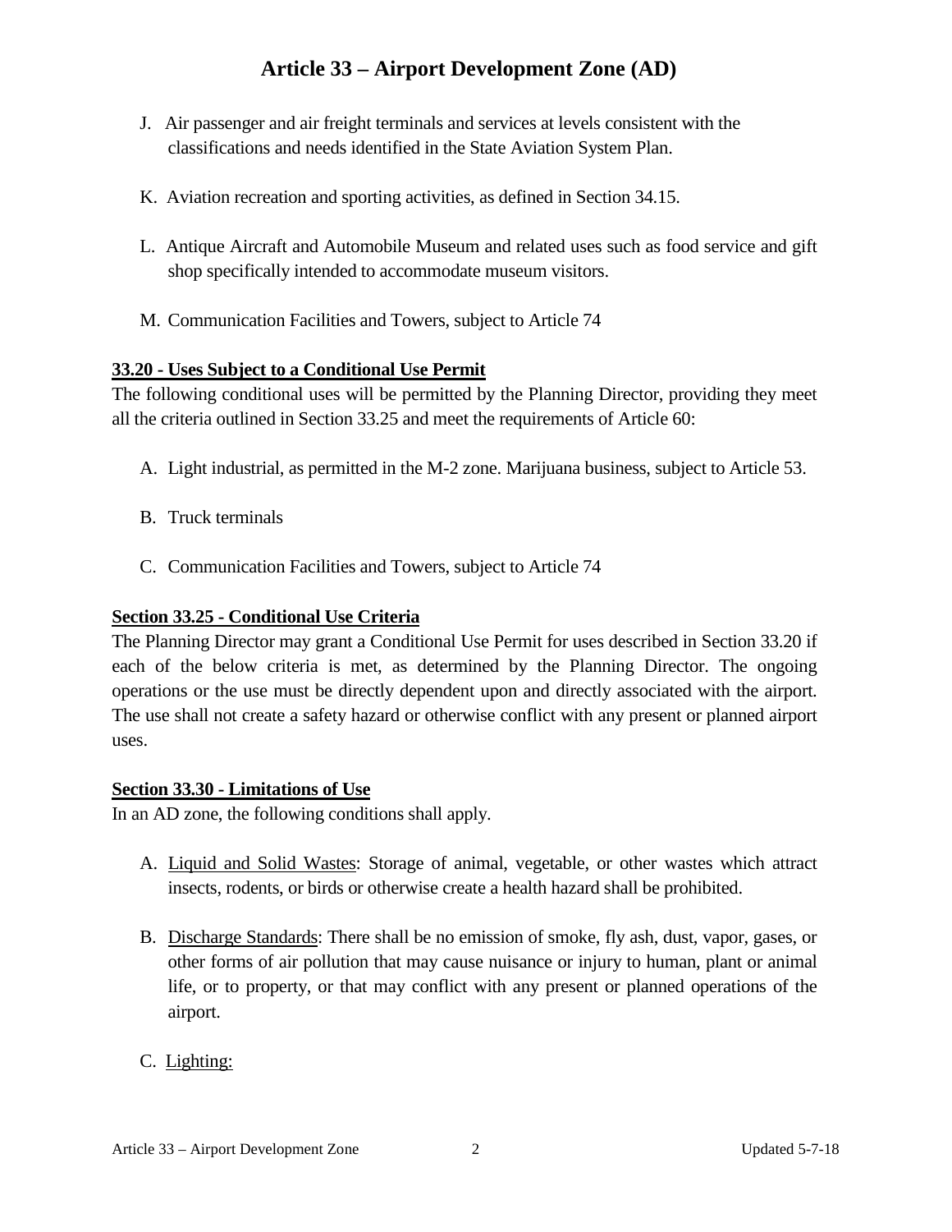J. Air passenger and air freight terminals and services at levels consistent with the classifications and needs identified in the State Aviation System Plan.

K. Aviation recreation and sporting activities, as defined in Section 34.15.

L. Antique Aircraft and Automobile Museum and related uses such as food service and gift shop specifically intended to accommodate museum visitors.

M. Communication Facilities and Towers, subject to Article 74

**33.20 - Uses Subject to a Conditional Use Permit**

The following conditional uses will be permitted by the Planning Director, providing they meet all the criteria outlined in Section 33.25 and meet the requirements of Article 60:

A. Light industrial, as permitted in the M-2 zone. Marijuana business, subject to Article 53.

B. Truck terminals

C. Communication Facilities and Towers, subject to Article 74

**Section 33.25 - Conditional Use Criteria**

The Planning Director may grant a Conditional Use Permit for uses described in Section 33.20 if each of the below criteria is met, as determined by the Planning Director. The ongoing operations or the use must be directly dependent upon and directly associated with the airport. The use shall not create a safety hazard or otherwise conflict with any present or planned airport uses.

**Section 33.30 - Limitations of Use**

In an AD zone, the following conditions shall apply.

A. Liquid and Solid Wastes: Storage of animal, vegetable, or other wastes which attract insects, rodents, or birds or otherwise create a health hazard shall be prohibited.

B. Discharge Standards: There shall be no emission of smoke, fly ash, dust, vapor, gases, or other forms of air pollution that may cause nuisance or injury to human, plant or animal life, or to property, or that may conflict with any present or planned operations of the airport.

C. Lighting: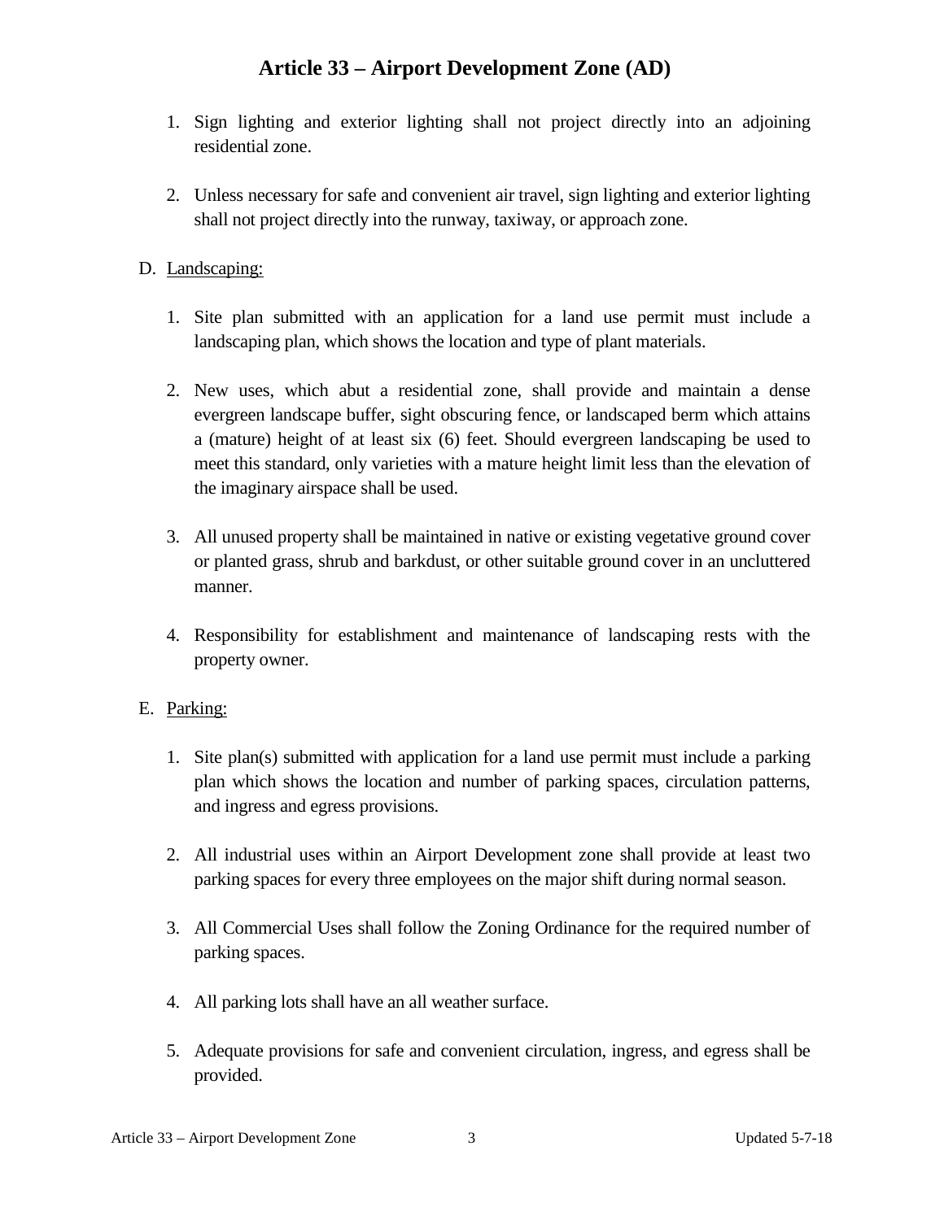1. Sign lighting and exterior lighting shall not project directly into an adjoining residential zone.

2. Unless necessary for safe and convenient air travel, sign lighting and exterior lighting shall not project directly into the runway, taxiway, or approach zone.

D. Landscaping:

1. Site plan submitted with an application for a land use permit must include a landscaping plan, which shows the location and type of plant materials.

2. New uses, which abut a residential zone, shall provide and maintain a dense evergreen landscape buffer, sight obscuring fence, or landscaped berm which attains a (mature) height of at least six (6) feet. Should evergreen landscaping be used to meet this standard, only varieties with a mature height limit less than the elevation of the imaginary airspace shall be used.

3. All unused property shall be maintained in native or existing vegetative ground cover or planted grass, shrub and barkdust, or other suitable ground cover in an uncluttered manner.

4. Responsibility for establishment and maintenance of landscaping rests with the property owner.

E. Parking:

1. Site plan(s) submitted with application for a land use permit must include a parking plan which shows the location and number of parking spaces, circulation patterns, and ingress and egress provisions.

2. All industrial uses within an Airport Development zone shall provide at least two parking spaces for every three employees on the major shift during normal season.

3. All Commercial Uses shall follow the Zoning Ordinance for the required number of parking spaces.

4. All parking lots shall have an all weather surface.

5. Adequate provisions for safe and convenient circulation, ingress, and egress shall be provided.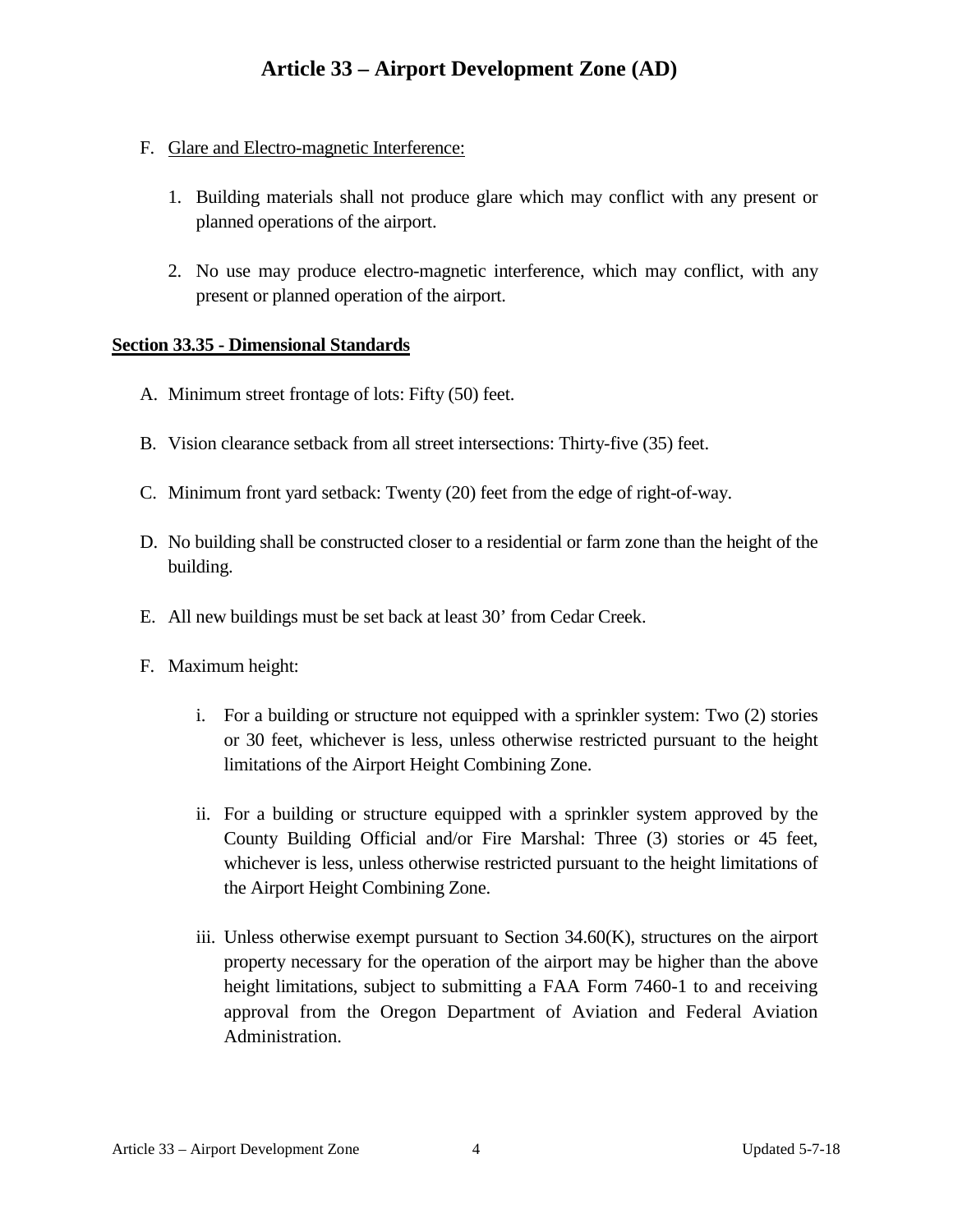F. Glare and Electro-magnetic Interference:

1. Building materials shall not produce glare which may conflict with any present or planned operations of the airport.

2. No use may produce electro-magnetic interference, which may conflict, with any present or planned operation of the airport.

**Section 33.35 - Dimensional Standards**

A. Minimum street frontage of lots: Fifty (50) feet.

B. Vision clearance setback from all street intersections: Thirty-five (35) feet.

C. Minimum front yard setback: Twenty (20) feet from the edge of right-of-way.

D. No building shall be constructed closer to a residential or farm zone than the height of the building.

E. All new buildings must be set back at least 30' from Cedar Creek.

F. Maximum height:

i. For a building or structure not equipped with a sprinkler system: Two (2) stories or 30 feet, whichever is less, unless otherwise restricted pursuant to the height limitations of the Airport Height Combining Zone.

ii. For a building or structure equipped with a sprinkler system approved by the County Building Official and/or Fire Marshal: Three (3) stories or 45 feet, whichever is less, unless otherwise restricted pursuant to the height limitations of the Airport Height Combining Zone.

iii. Unless otherwise exempt pursuant to Section 34.60(K), structures on the airport property necessary for the operation of the airport may be higher than the above height limitations, subject to submitting a FAA Form 7460-1 to and receiving approval from the Oregon Department of Aviation and Federal Aviation Administration.